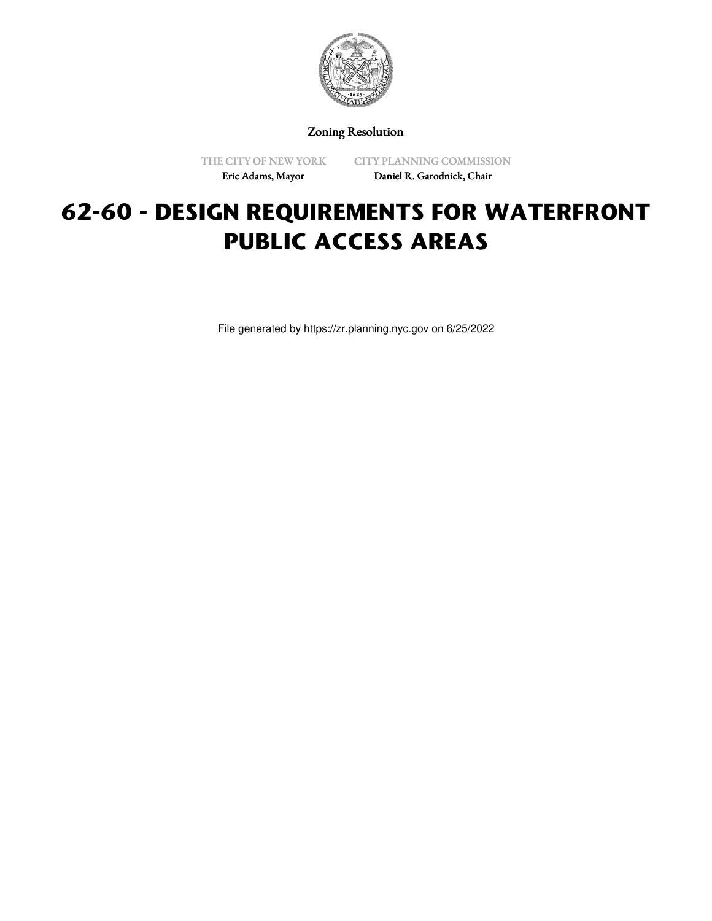Zoning Resolution

THE CITY OF NEW YORK
Eric Adams, Mayor

CITY PLANNING COMMISSION
Daniel R. Garodnick, Chair

# 62-60 - DESIGN REQUIREMENTS FOR WATERFRONT PUBLIC ACCESS AREAS

File generated by https://zr.planning.nyc.gov on 6/25/2022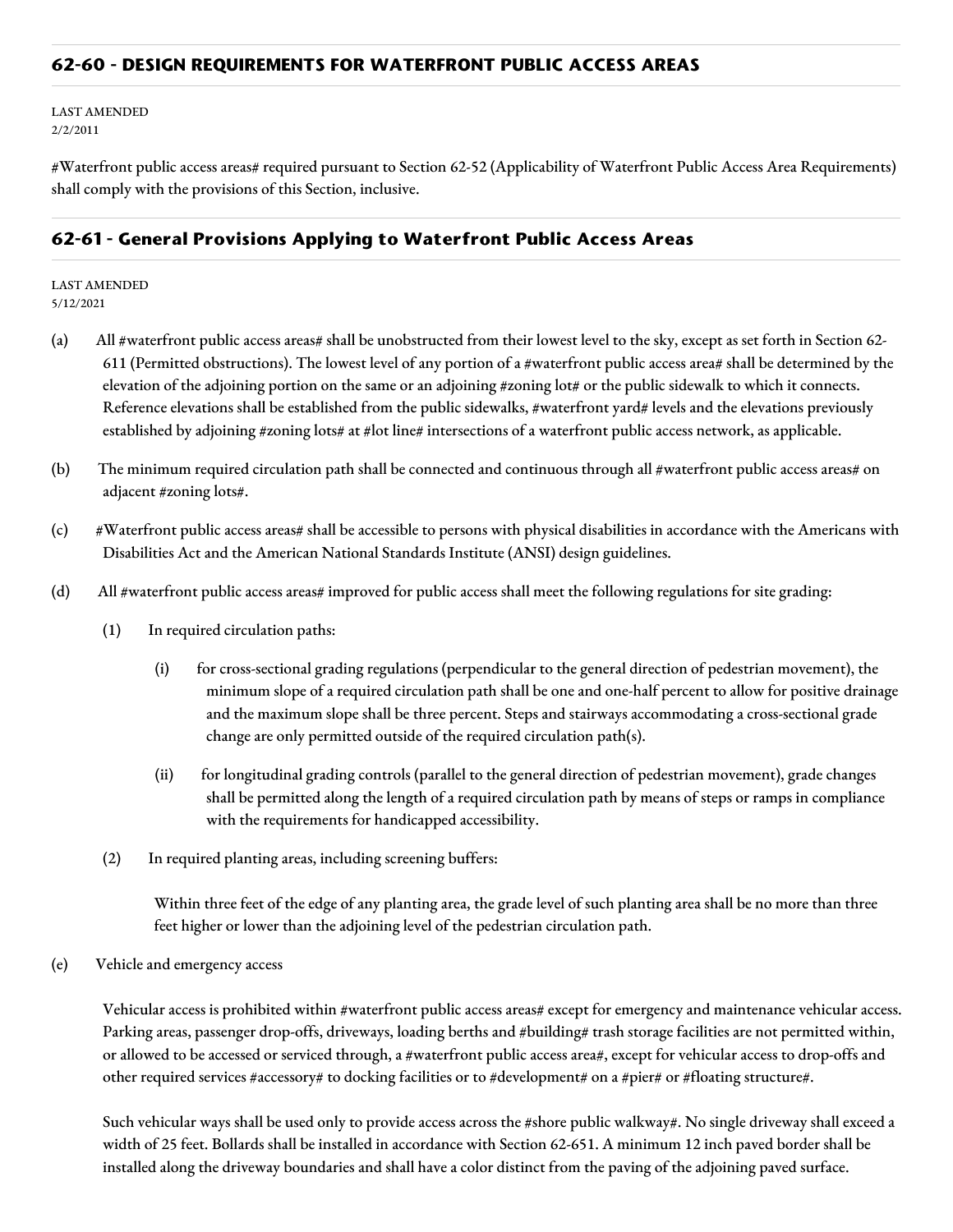## 62-60 - DESIGN REQUIREMENTS FOR WATERFRONT PUBLIC ACCESS AREAS

LAST AMENDED
2/2/2011

#Waterfront public access areas# required pursuant to Section 62-52 (Applicability of Waterfront Public Access Area Requirements) shall comply with the provisions of this Section, inclusive.

### 62-61 - General Provisions Applying to Waterfront Public Access Areas

LAST AMENDED
5/12/2021

(a) All #waterfront public access areas# shall be unobstructed from their lowest level to the sky, except as set forth in Section 62-611 (Permitted obstructions). The lowest level of any portion of a #waterfront public access area# shall be determined by the elevation of the adjoining portion on the same or an adjoining #zoning lot# or the public sidewalk to which it connects. Reference elevations shall be established from the public sidewalks, #waterfront yard# levels and the elevations previously established by adjoining #zoning lots# at #lot line# intersections of a waterfront public access network, as applicable.

(b) The minimum required circulation path shall be connected and continuous through all #waterfront public access areas# on adjacent #zoning lots#.

(c) #Waterfront public access areas# shall be accessible to persons with physical disabilities in accordance with the Americans with Disabilities Act and the American National Standards Institute (ANSI) design guidelines.

(d) All #waterfront public access areas# improved for public access shall meet the following regulations for site grading:

(1) In required circulation paths:

(i) for cross-sectional grading regulations (perpendicular to the general direction of pedestrian movement), the minimum slope of a required circulation path shall be one and one-half percent to allow for positive drainage and the maximum slope shall be three percent. Steps and stairways accommodating a cross-sectional grade change are only permitted outside of the required circulation path(s).

(ii) for longitudinal grading controls (parallel to the general direction of pedestrian movement), grade changes shall be permitted along the length of a required circulation path by means of steps or ramps in compliance with the requirements for handicapped accessibility.

(2) In required planting areas, including screening buffers:

Within three feet of the edge of any planting area, the grade level of such planting area shall be no more than three feet higher or lower than the adjoining level of the pedestrian circulation path.

(e) Vehicle and emergency access

Vehicular access is prohibited within #waterfront public access areas# except for emergency and maintenance vehicular access. Parking areas, passenger drop-offs, driveways, loading berths and #building# trash storage facilities are not permitted within, or allowed to be accessed or serviced through, a #waterfront public access area#, except for vehicular access to drop-offs and other required services #accessory# to docking facilities or to #development# on a #pier# or #floating structure#.

Such vehicular ways shall be used only to provide access across the #shore public walkway#. No single driveway shall exceed a width of 25 feet. Bollards shall be installed in accordance with Section 62-651. A minimum 12 inch paved border shall be installed along the driveway boundaries and shall have a color distinct from the paving of the adjoining paved surface.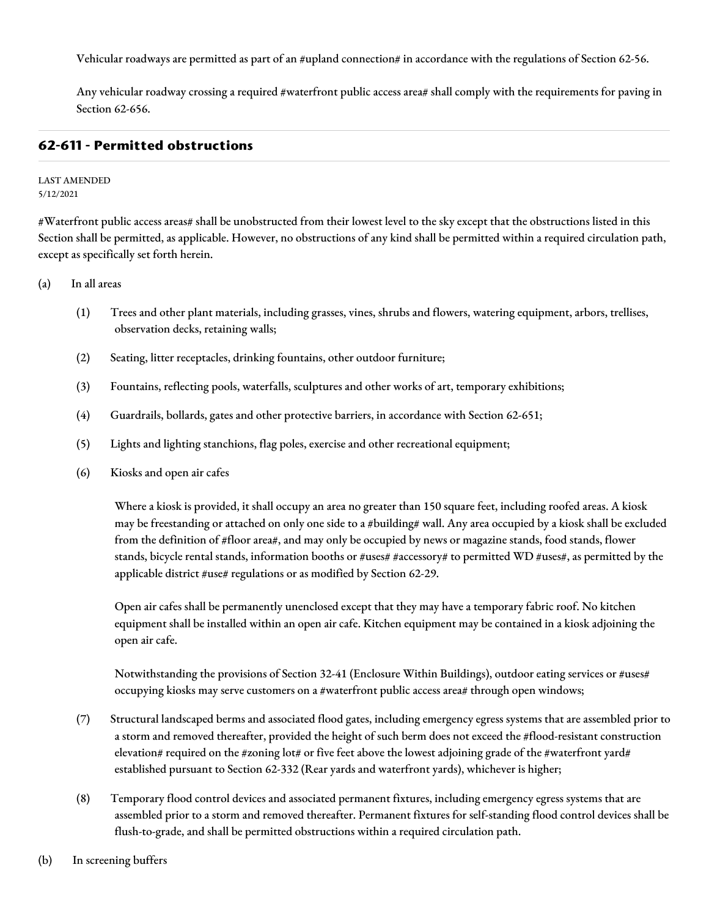Vehicular roadways are permitted as part of an #upland connection# in accordance with the regulations of Section 62-56.

Any vehicular roadway crossing a required #waterfront public access area# shall comply with the requirements for paving in Section 62-656.

## 62-611 - Permitted obstructions

LAST AMENDED
5/12/2021

#Waterfront public access areas# shall be unobstructed from their lowest level to the sky except that the obstructions listed in this Section shall be permitted, as applicable. However, no obstructions of any kind shall be permitted within a required circulation path, except as specifically set forth herein.

(a) In all areas

(1) Trees and other plant materials, including grasses, vines, shrubs and flowers, watering equipment, arbors, trellises, observation decks, retaining walls;

(2) Seating, litter receptacles, drinking fountains, other outdoor furniture;

(3) Fountains, reflecting pools, waterfalls, sculptures and other works of art, temporary exhibitions;

(4) Guardrails, bollards, gates and other protective barriers, in accordance with Section 62-651;

(5) Lights and lighting stanchions, flag poles, exercise and other recreational equipment;

(6) Kiosks and open air cafes

Where a kiosk is provided, it shall occupy an area no greater than 150 square feet, including roofed areas. A kiosk may be freestanding or attached on only one side to a #building# wall. Any area occupied by a kiosk shall be excluded from the definition of #floor area#, and may only be occupied by news or magazine stands, food stands, flower stands, bicycle rental stands, information booths or #uses# #accessory# to permitted WD #uses#, as permitted by the applicable district #use# regulations or as modified by Section 62-29.

Open air cafes shall be permanently unenclosed except that they may have a temporary fabric roof. No kitchen equipment shall be installed within an open air cafe. Kitchen equipment may be contained in a kiosk adjoining the open air cafe.

Notwithstanding the provisions of Section 32-41 (Enclosure Within Buildings), outdoor eating services or #uses# occupying kiosks may serve customers on a #waterfront public access area# through open windows;

(7) Structural landscaped berms and associated flood gates, including emergency egress systems that are assembled prior to a storm and removed thereafter, provided the height of such berm does not exceed the #flood-resistant construction elevation# required on the #zoning lot# or five feet above the lowest adjoining grade of the #waterfront yard# established pursuant to Section 62-332 (Rear yards and waterfront yards), whichever is higher;

(8) Temporary flood control devices and associated permanent fixtures, including emergency egress systems that are assembled prior to a storm and removed thereafter. Permanent fixtures for self-standing flood control devices shall be flush-to-grade, and shall be permitted obstructions within a required circulation path.

(b) In screening buffers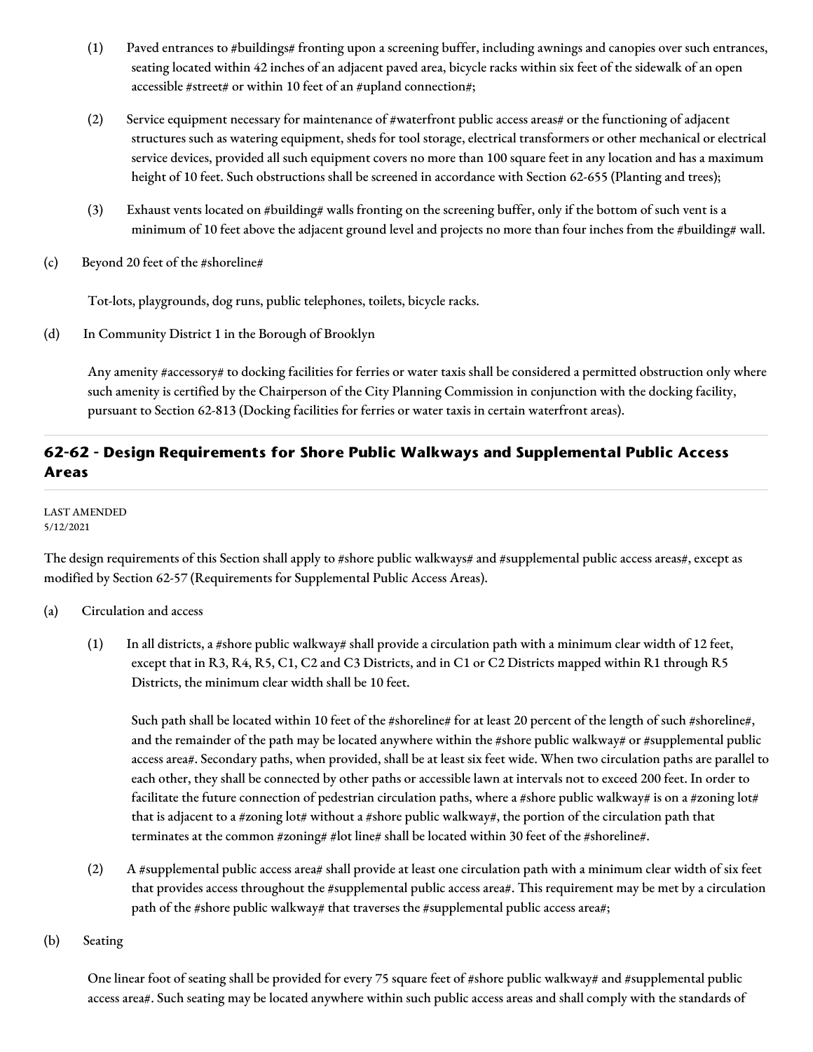(1) Paved entrances to #buildings# fronting upon a screening buffer, including awnings and canopies over such entrances, seating located within 42 inches of an adjacent paved area, bicycle racks within six feet of the sidewalk of an open accessible #street# or within 10 feet of an #upland connection#;

(2) Service equipment necessary for maintenance of #waterfront public access areas# or the functioning of adjacent structures such as watering equipment, sheds for tool storage, electrical transformers or other mechanical or electrical service devices, provided all such equipment covers no more than 100 square feet in any location and has a maximum height of 10 feet. Such obstructions shall be screened in accordance with Section 62-655 (Planting and trees);

(3) Exhaust vents located on #building# walls fronting on the screening buffer, only if the bottom of such vent is a minimum of 10 feet above the adjacent ground level and projects no more than four inches from the #building# wall.

(c) Beyond 20 feet of the #shoreline#

Tot-lots, playgrounds, dog runs, public telephones, toilets, bicycle racks.

(d) In Community District 1 in the Borough of Brooklyn

Any amenity #accessory# to docking facilities for ferries or water taxis shall be considered a permitted obstruction only where such amenity is certified by the Chairperson of the City Planning Commission in conjunction with the docking facility, pursuant to Section 62-813 (Docking facilities for ferries or water taxis in certain waterfront areas).

## 62-62 - Design Requirements for Shore Public Walkways and Supplemental Public Access Areas

LAST AMENDED
5/12/2021

The design requirements of this Section shall apply to #shore public walkways# and #supplemental public access areas#, except as modified by Section 62-57 (Requirements for Supplemental Public Access Areas).

(a) Circulation and access

(1) In all districts, a #shore public walkway# shall provide a circulation path with a minimum clear width of 12 feet, except that in R3, R4, R5, C1, C2 and C3 Districts, and in C1 or C2 Districts mapped within R1 through R5 Districts, the minimum clear width shall be 10 feet.

Such path shall be located within 10 feet of the #shoreline# for at least 20 percent of the length of such #shoreline#, and the remainder of the path may be located anywhere within the #shore public walkway# or #supplemental public access area#. Secondary paths, when provided, shall be at least six feet wide. When two circulation paths are parallel to each other, they shall be connected by other paths or accessible lawn at intervals not to exceed 200 feet. In order to facilitate the future connection of pedestrian circulation paths, where a #shore public walkway# is on a #zoning lot# that is adjacent to a #zoning lot# without a #shore public walkway#, the portion of the circulation path that terminates at the common #zoning# #lot line# shall be located within 30 feet of the #shoreline#.

(2) A #supplemental public access area# shall provide at least one circulation path with a minimum clear width of six feet that provides access throughout the #supplemental public access area#. This requirement may be met by a circulation path of the #shore public walkway# that traverses the #supplemental public access area#;

(b) Seating

One linear foot of seating shall be provided for every 75 square feet of #shore public walkway# and #supplemental public access area#. Such seating may be located anywhere within such public access areas and shall comply with the standards of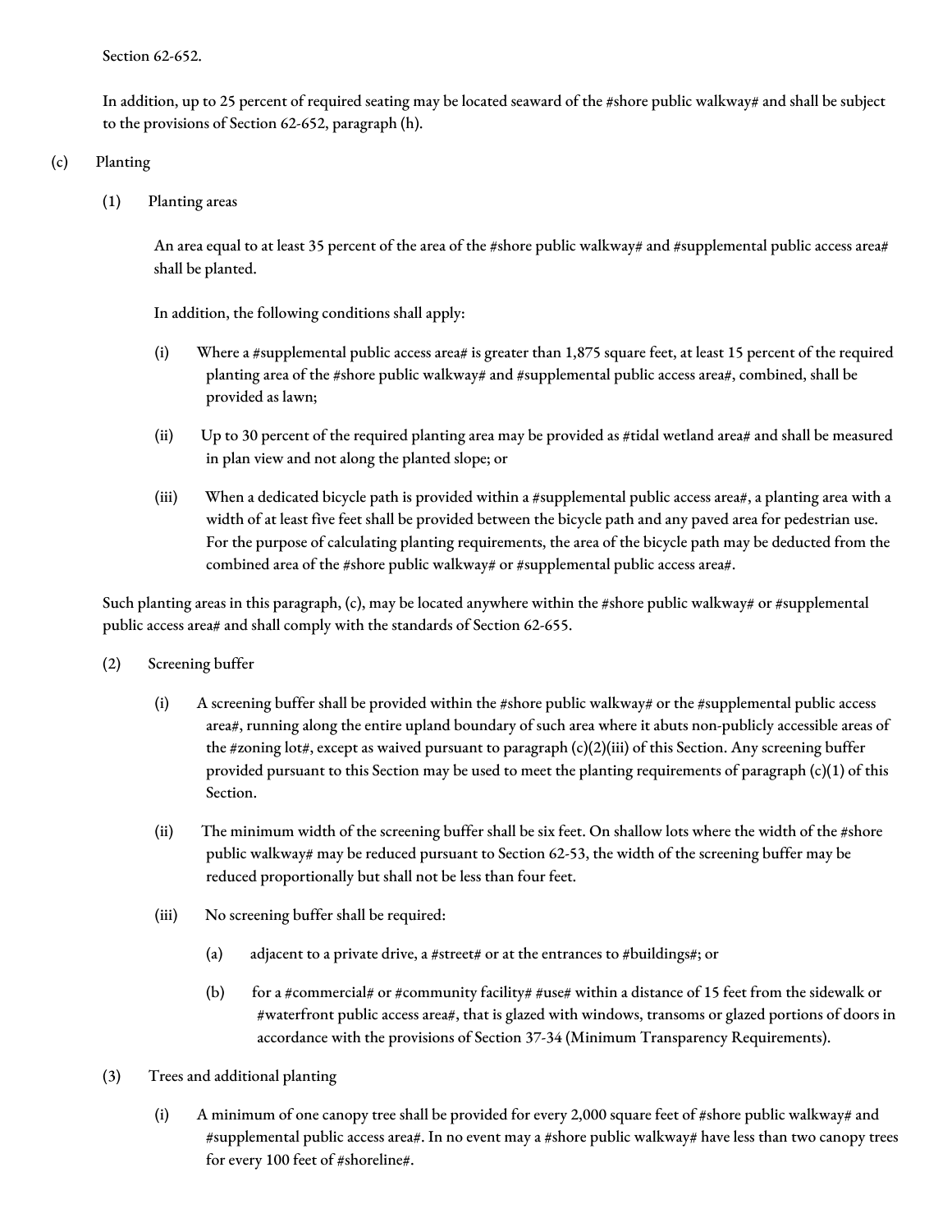Section 62-652.

In addition, up to 25 percent of required seating may be located seaward of the #shore public walkway# and shall be subject to the provisions of Section 62-652, paragraph (h).

(c) Planting

(1) Planting areas

An area equal to at least 35 percent of the area of the #shore public walkway# and #supplemental public access area# shall be planted.

In addition, the following conditions shall apply:

(i) Where a #supplemental public access area# is greater than 1,875 square feet, at least 15 percent of the required planting area of the #shore public walkway# and #supplemental public access area#, combined, shall be provided as lawn;

(ii) Up to 30 percent of the required planting area may be provided as #tidal wetland area# and shall be measured in plan view and not along the planted slope; or

(iii) When a dedicated bicycle path is provided within a #supplemental public access area#, a planting area with a width of at least five feet shall be provided between the bicycle path and any paved area for pedestrian use. For the purpose of calculating planting requirements, the area of the bicycle path may be deducted from the combined area of the #shore public walkway# or #supplemental public access area#.

Such planting areas in this paragraph, (c), may be located anywhere within the #shore public walkway# or #supplemental public access area# and shall comply with the standards of Section 62-655.

(2) Screening buffer

(i) A screening buffer shall be provided within the #shore public walkway# or the #supplemental public access area#, running along the entire upland boundary of such area where it abuts non-publicly accessible areas of the #zoning lot#, except as waived pursuant to paragraph (c)(2)(iii) of this Section. Any screening buffer provided pursuant to this Section may be used to meet the planting requirements of paragraph (c)(1) of this Section.

(ii) The minimum width of the screening buffer shall be six feet. On shallow lots where the width of the #shore public walkway# may be reduced pursuant to Section 62-53, the width of the screening buffer may be reduced proportionally but shall not be less than four feet.

(iii) No screening buffer shall be required:

(a) adjacent to a private drive, a #street# or at the entrances to #buildings#; or

(b) for a #commercial# or #community facility# #use# within a distance of 15 feet from the sidewalk or #waterfront public access area#, that is glazed with windows, transoms or glazed portions of doors in accordance with the provisions of Section 37-34 (Minimum Transparency Requirements).

(3) Trees and additional planting

(i) A minimum of one canopy tree shall be provided for every 2,000 square feet of #shore public walkway# and #supplemental public access area#. In no event may a #shore public walkway# have less than two canopy trees for every 100 feet of #shoreline#.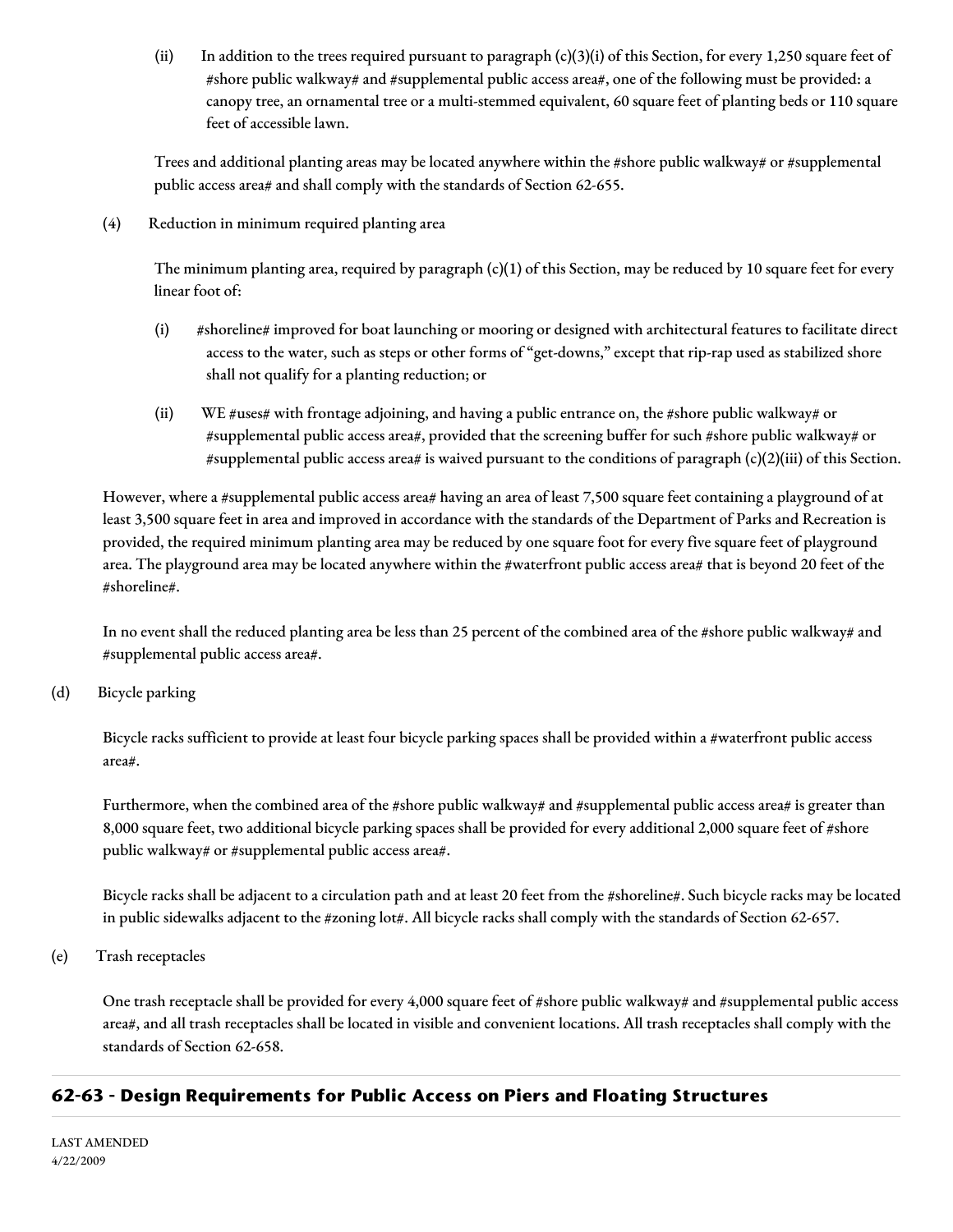(ii) In addition to the trees required pursuant to paragraph (c)(3)(i) of this Section, for every 1,250 square feet of #shore public walkway# and #supplemental public access area#, one of the following must be provided: a canopy tree, an ornamental tree or a multi-stemmed equivalent, 60 square feet of planting beds or 110 square feet of accessible lawn.

Trees and additional planting areas may be located anywhere within the #shore public walkway# or #supplemental public access area# and shall comply with the standards of Section 62-655.

(4) Reduction in minimum required planting area

The minimum planting area, required by paragraph (c)(1) of this Section, may be reduced by 10 square feet for every linear foot of:

(i) #shoreline# improved for boat launching or mooring or designed with architectural features to facilitate direct access to the water, such as steps or other forms of "get-downs," except that rip-rap used as stabilized shore shall not qualify for a planting reduction; or

(ii) WE #uses# with frontage adjoining, and having a public entrance on, the #shore public walkway# or #supplemental public access area#, provided that the screening buffer for such #shore public walkway# or #supplemental public access area# is waived pursuant to the conditions of paragraph (c)(2)(iii) of this Section.

However, where a #supplemental public access area# having an area of least 7,500 square feet containing a playground of at least 3,500 square feet in area and improved in accordance with the standards of the Department of Parks and Recreation is provided, the required minimum planting area may be reduced by one square foot for every five square feet of playground area. The playground area may be located anywhere within the #waterfront public access area# that is beyond 20 feet of the #shoreline#.

In no event shall the reduced planting area be less than 25 percent of the combined area of the #shore public walkway# and #supplemental public access area#.

(d) Bicycle parking

Bicycle racks sufficient to provide at least four bicycle parking spaces shall be provided within a #waterfront public access area#.

Furthermore, when the combined area of the #shore public walkway# and #supplemental public access area# is greater than 8,000 square feet, two additional bicycle parking spaces shall be provided for every additional 2,000 square feet of #shore public walkway# or #supplemental public access area#.

Bicycle racks shall be adjacent to a circulation path and at least 20 feet from the #shoreline#. Such bicycle racks may be located in public sidewalks adjacent to the #zoning lot#. All bicycle racks shall comply with the standards of Section 62-657.

(e) Trash receptacles

One trash receptacle shall be provided for every 4,000 square feet of #shore public walkway# and #supplemental public access area#, and all trash receptacles shall be located in visible and convenient locations. All trash receptacles shall comply with the standards of Section 62-658.

## 62-63 - Design Requirements for Public Access on Piers and Floating Structures

LAST AMENDED
4/22/2009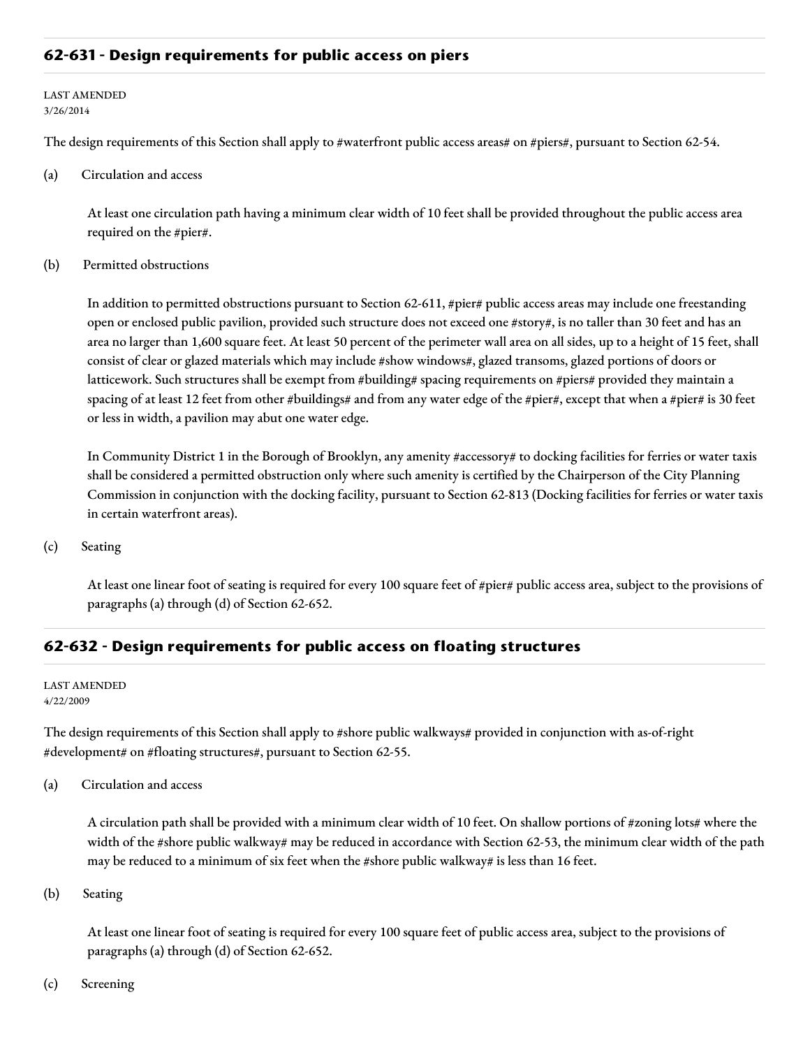## 62-631 - Design requirements for public access on piers

LAST AMENDED
3/26/2014

The design requirements of this Section shall apply to #waterfront public access areas# on #piers#, pursuant to Section 62-54.

(a) Circulation and access

At least one circulation path having a minimum clear width of 10 feet shall be provided throughout the public access area required on the #pier#.

(b) Permitted obstructions

In addition to permitted obstructions pursuant to Section 62-611, #pier# public access areas may include one freestanding open or enclosed public pavilion, provided such structure does not exceed one #story#, is no taller than 30 feet and has an area no larger than 1,600 square feet. At least 50 percent of the perimeter wall area on all sides, up to a height of 15 feet, shall consist of clear or glazed materials which may include #show windows#, glazed transoms, glazed portions of doors or latticework. Such structures shall be exempt from #building# spacing requirements on #piers# provided they maintain a spacing of at least 12 feet from other #buildings# and from any water edge of the #pier#, except that when a #pier# is 30 feet or less in width, a pavilion may abut one water edge.

In Community District 1 in the Borough of Brooklyn, any amenity #accessory# to docking facilities for ferries or water taxis shall be considered a permitted obstruction only where such amenity is certified by the Chairperson of the City Planning Commission in conjunction with the docking facility, pursuant to Section 62-813 (Docking facilities for ferries or water taxis in certain waterfront areas).

(c) Seating

At least one linear foot of seating is required for every 100 square feet of #pier# public access area, subject to the provisions of paragraphs (a) through (d) of Section 62-652.

## 62-632 - Design requirements for public access on floating structures

LAST AMENDED
4/22/2009

The design requirements of this Section shall apply to #shore public walkways# provided in conjunction with as-of-right #development# on #floating structures#, pursuant to Section 62-55.

(a) Circulation and access

A circulation path shall be provided with a minimum clear width of 10 feet. On shallow portions of #zoning lots# where the width of the #shore public walkway# may be reduced in accordance with Section 62-53, the minimum clear width of the path may be reduced to a minimum of six feet when the #shore public walkway# is less than 16 feet.

(b) Seating

At least one linear foot of seating is required for every 100 square feet of public access area, subject to the provisions of paragraphs (a) through (d) of Section 62-652.

(c) Screening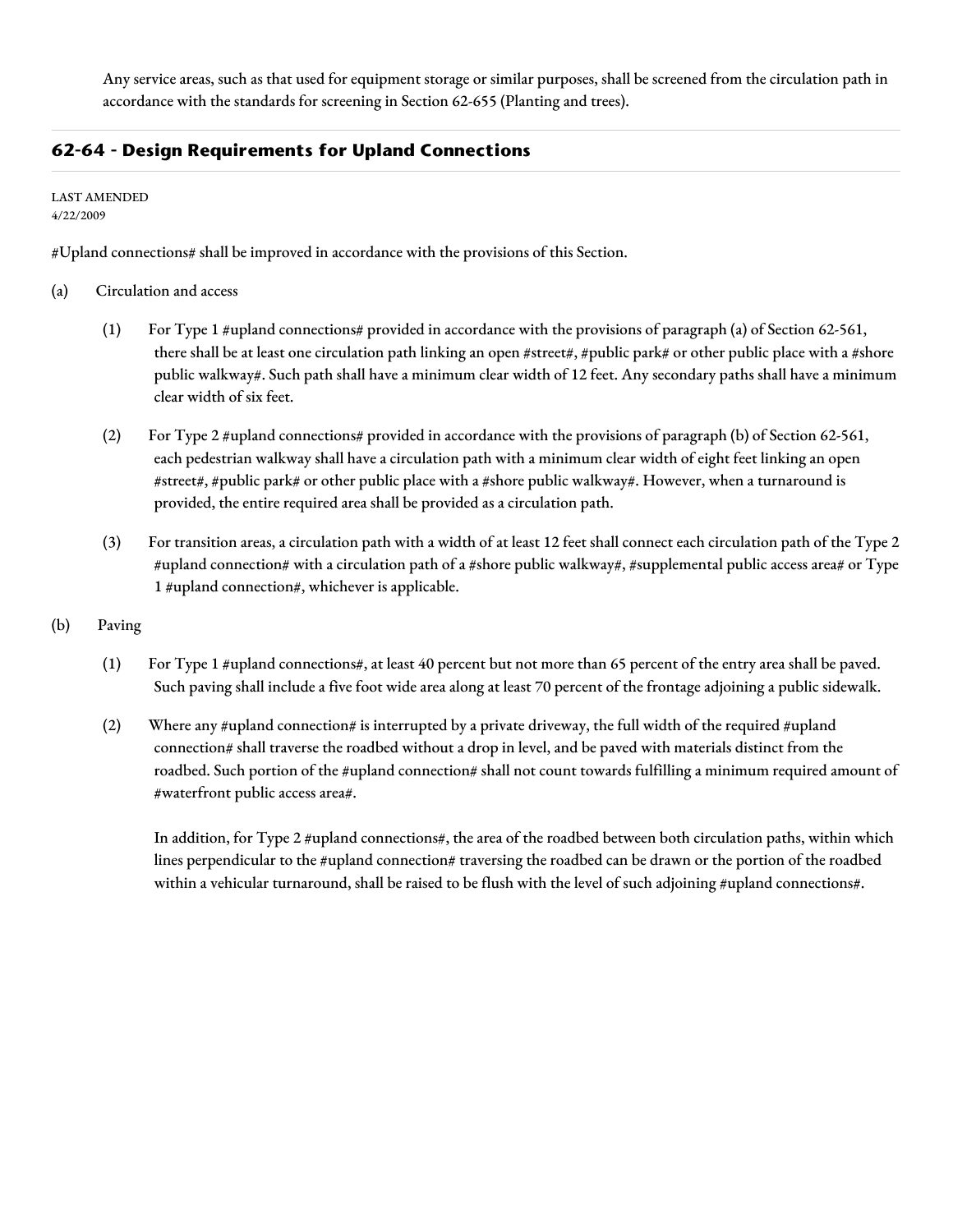Any service areas, such as that used for equipment storage or similar purposes, shall be screened from the circulation path in accordance with the standards for screening in Section 62-655 (Planting and trees).

## 62-64 - Design Requirements for Upland Connections

LAST AMENDED
4/22/2009

#Upland connections# shall be improved in accordance with the provisions of this Section.

(a) Circulation and access

(1) For Type 1 #upland connections# provided in accordance with the provisions of paragraph (a) of Section 62-561, there shall be at least one circulation path linking an open #street#, #public park# or other public place with a #shore public walkway#. Such path shall have a minimum clear width of 12 feet. Any secondary paths shall have a minimum clear width of six feet.

(2) For Type 2 #upland connections# provided in accordance with the provisions of paragraph (b) of Section 62-561, each pedestrian walkway shall have a circulation path with a minimum clear width of eight feet linking an open #street#, #public park# or other public place with a #shore public walkway#. However, when a turnaround is provided, the entire required area shall be provided as a circulation path.

(3) For transition areas, a circulation path with a width of at least 12 feet shall connect each circulation path of the Type 2 #upland connection# with a circulation path of a #shore public walkway#, #supplemental public access area# or Type 1 #upland connection#, whichever is applicable.

(b) Paving

(1) For Type 1 #upland connections#, at least 40 percent but not more than 65 percent of the entry area shall be paved. Such paving shall include a five foot wide area along at least 70 percent of the frontage adjoining a public sidewalk.

(2) Where any #upland connection# is interrupted by a private driveway, the full width of the required #upland connection# shall traverse the roadbed without a drop in level, and be paved with materials distinct from the roadbed. Such portion of the #upland connection# shall not count towards fulfilling a minimum required amount of #waterfront public access area#.

In addition, for Type 2 #upland connections#, the area of the roadbed between both circulation paths, within which lines perpendicular to the #upland connection# traversing the roadbed can be drawn or the portion of the roadbed within a vehicular turnaround, shall be raised to be flush with the level of such adjoining #upland connections#.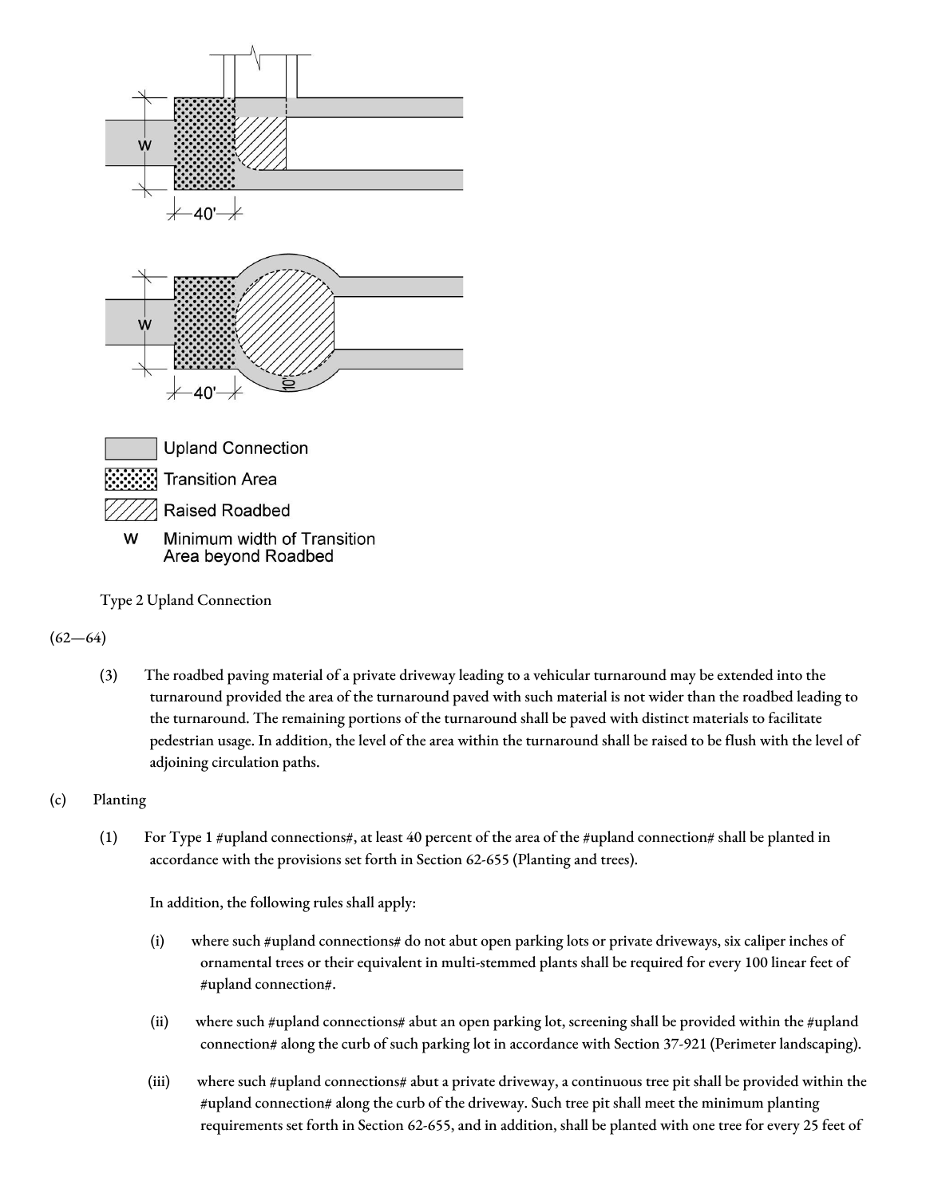Upland Connection

Transition Area

Raised Roadbed

W Minimum width of Transition Area beyond Roadbed

Type 2 Upland Connection

(62—64)

(3) The roadbed paving material of a private driveway leading to a vehicular turnaround may be extended into the turnaround provided the area of the turnaround paved with such material is not wider than the roadbed leading to the turnaround. The remaining portions of the turnaround shall be paved with distinct materials to facilitate pedestrian usage. In addition, the level of the area within the turnaround shall be raised to be flush with the level of adjoining circulation paths.

(c) Planting

(1) For Type 1 #upland connections#, at least 40 percent of the area of the #upland connection# shall be planted in accordance with the provisions set forth in Section 62-655 (Planting and trees).

In addition, the following rules shall apply:

(i) where such #upland connections# do not abut open parking lots or private driveways, six caliper inches of ornamental trees or their equivalent in multi-stemmed plants shall be required for every 100 linear feet of #upland connection#.

(ii) where such #upland connections# abut an open parking lot, screening shall be provided within the #upland connection# along the curb of such parking lot in accordance with Section 37-921 (Perimeter landscaping).

(iii) where such #upland connections# abut a private driveway, a continuous tree pit shall be provided within the #upland connection# along the curb of the driveway. Such tree pit shall meet the minimum planting requirements set forth in Section 62-655, and in addition, shall be planted with one tree for every 25 feet of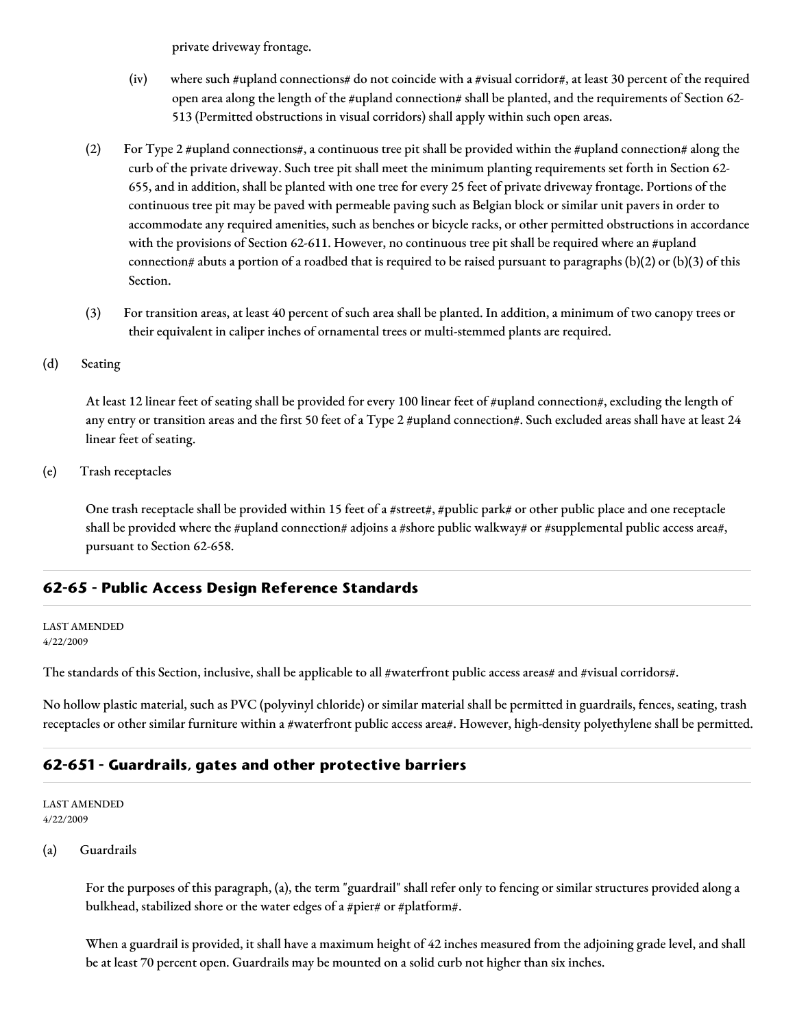private driveway frontage.

(iv) where such #upland connections# do not coincide with a #visual corridor#, at least 30 percent of the required open area along the length of the #upland connection# shall be planted, and the requirements of Section 62-513 (Permitted obstructions in visual corridors) shall apply within such open areas.

(2) For Type 2 #upland connections#, a continuous tree pit shall be provided within the #upland connection# along the curb of the private driveway. Such tree pit shall meet the minimum planting requirements set forth in Section 62-655, and in addition, shall be planted with one tree for every 25 feet of private driveway frontage. Portions of the continuous tree pit may be paved with permeable paving such as Belgian block or similar unit pavers in order to accommodate any required amenities, such as benches or bicycle racks, or other permitted obstructions in accordance with the provisions of Section 62-611. However, no continuous tree pit shall be required where an #upland connection# abuts a portion of a roadbed that is required to be raised pursuant to paragraphs (b)(2) or (b)(3) of this Section.

(3) For transition areas, at least 40 percent of such area shall be planted. In addition, a minimum of two canopy trees or their equivalent in caliper inches of ornamental trees or multi-stemmed plants are required.

(d) Seating

At least 12 linear feet of seating shall be provided for every 100 linear feet of #upland connection#, excluding the length of any entry or transition areas and the first 50 feet of a Type 2 #upland connection#. Such excluded areas shall have at least 24 linear feet of seating.

(e) Trash receptacles

One trash receptacle shall be provided within 15 feet of a #street#, #public park# or other public place and one receptacle shall be provided where the #upland connection# adjoins a #shore public walkway# or #supplemental public access area#, pursuant to Section 62-658.

## 62-65 - Public Access Design Reference Standards

LAST AMENDED
4/22/2009

The standards of this Section, inclusive, shall be applicable to all #waterfront public access areas# and #visual corridors#.

No hollow plastic material, such as PVC (polyvinyl chloride) or similar material shall be permitted in guardrails, fences, seating, trash receptacles or other similar furniture within a #waterfront public access area#. However, high-density polyethylene shall be permitted.

## 62-651 - Guardrails, gates and other protective barriers

LAST AMENDED
4/22/2009

(a) Guardrails

For the purposes of this paragraph, (a), the term "guardrail" shall refer only to fencing or similar structures provided along a bulkhead, stabilized shore or the water edges of a #pier# or #platform#.

When a guardrail is provided, it shall have a maximum height of 42 inches measured from the adjoining grade level, and shall be at least 70 percent open. Guardrails may be mounted on a solid curb not higher than six inches.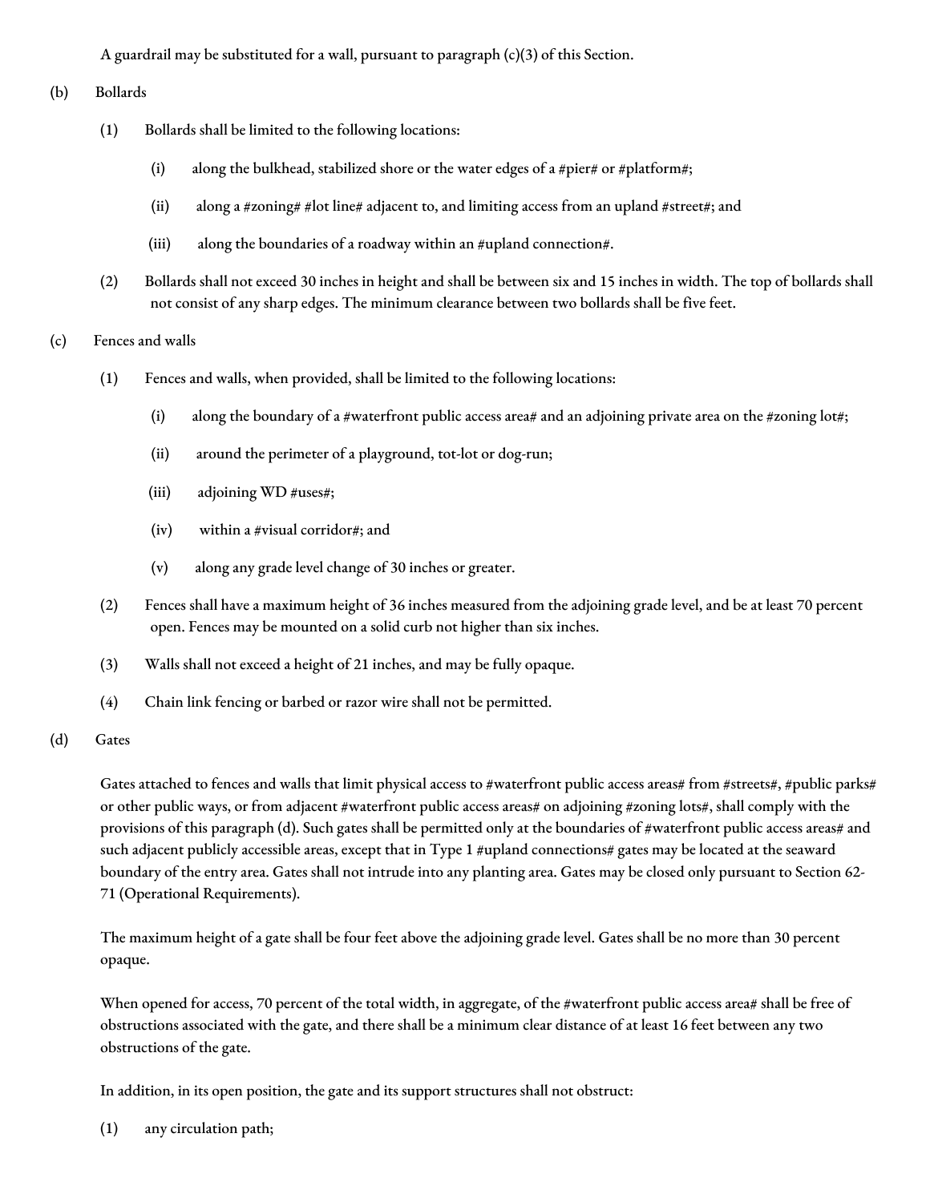A guardrail may be substituted for a wall, pursuant to paragraph (c)(3) of this Section.

(b) Bollards

(1) Bollards shall be limited to the following locations:

(i) along the bulkhead, stabilized shore or the water edges of a #pier# or #platform#;

(ii) along a #zoning# #lot line# adjacent to, and limiting access from an upland #street#; and

(iii) along the boundaries of a roadway within an #upland connection#.

(2) Bollards shall not exceed 30 inches in height and shall be between six and 15 inches in width. The top of bollards shall not consist of any sharp edges. The minimum clearance between two bollards shall be five feet.

(c) Fences and walls

(1) Fences and walls, when provided, shall be limited to the following locations:

(i) along the boundary of a #waterfront public access area# and an adjoining private area on the #zoning lot#;

(ii) around the perimeter of a playground, tot-lot or dog-run;

(iii) adjoining WD #uses#;

(iv) within a #visual corridor#; and

(v) along any grade level change of 30 inches or greater.

(2) Fences shall have a maximum height of 36 inches measured from the adjoining grade level, and be at least 70 percent open. Fences may be mounted on a solid curb not higher than six inches.

(3) Walls shall not exceed a height of 21 inches, and may be fully opaque.

(4) Chain link fencing or barbed or razor wire shall not be permitted.

(d) Gates

Gates attached to fences and walls that limit physical access to #waterfront public access areas# from #streets#, #public parks# or other public ways, or from adjacent #waterfront public access areas# on adjoining #zoning lots#, shall comply with the provisions of this paragraph (d). Such gates shall be permitted only at the boundaries of #waterfront public access areas# and such adjacent publicly accessible areas, except that in Type 1 #upland connections# gates may be located at the seaward boundary of the entry area. Gates shall not intrude into any planting area. Gates may be closed only pursuant to Section 62-71 (Operational Requirements).

The maximum height of a gate shall be four feet above the adjoining grade level. Gates shall be no more than 30 percent opaque.

When opened for access, 70 percent of the total width, in aggregate, of the #waterfront public access area# shall be free of obstructions associated with the gate, and there shall be a minimum clear distance of at least 16 feet between any two obstructions of the gate.

In addition, in its open position, the gate and its support structures shall not obstruct:

(1) any circulation path;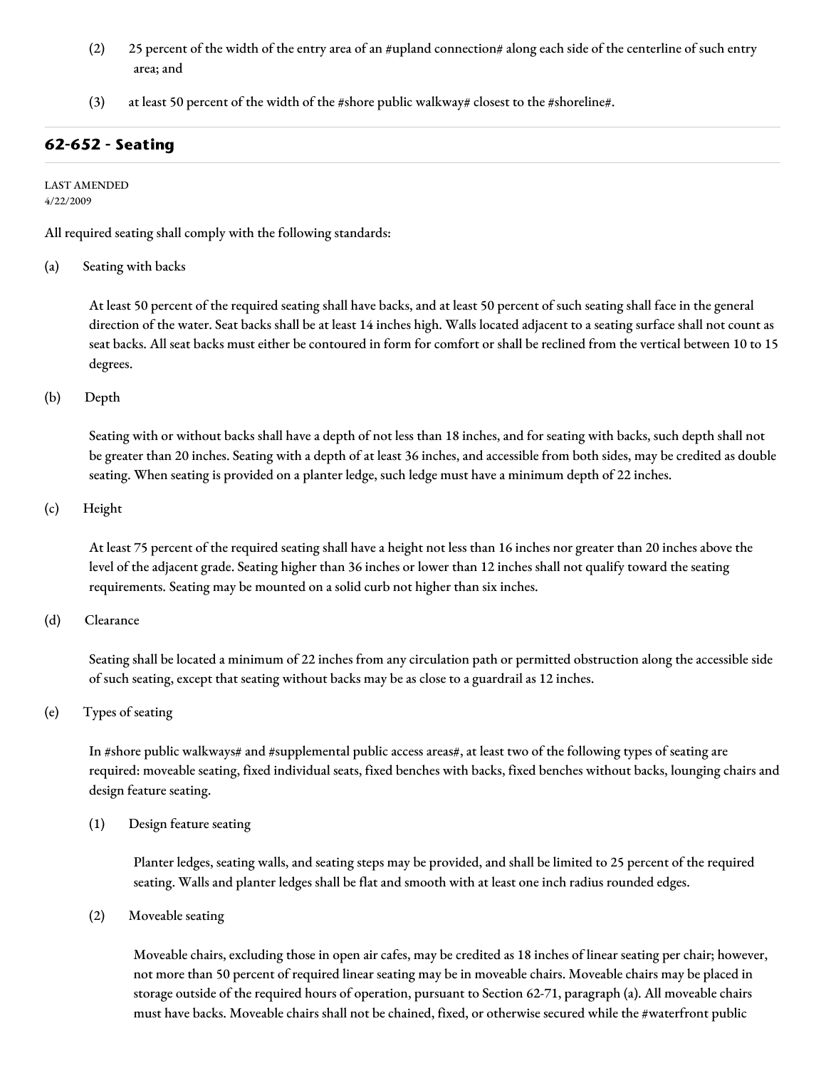(2) 25 percent of the width of the entry area of an #upland connection# along each side of the centerline of such entry area; and

(3) at least 50 percent of the width of the #shore public walkway# closest to the #shoreline#.

## 62-652 - Seating

LAST AMENDED
4/22/2009

All required seating shall comply with the following standards:

(a) Seating with backs

At least 50 percent of the required seating shall have backs, and at least 50 percent of such seating shall face in the general direction of the water. Seat backs shall be at least 14 inches high. Walls located adjacent to a seating surface shall not count as seat backs. All seat backs must either be contoured in form for comfort or shall be reclined from the vertical between 10 to 15 degrees.

(b) Depth

Seating with or without backs shall have a depth of not less than 18 inches, and for seating with backs, such depth shall not be greater than 20 inches. Seating with a depth of at least 36 inches, and accessible from both sides, may be credited as double seating. When seating is provided on a planter ledge, such ledge must have a minimum depth of 22 inches.

(c) Height

At least 75 percent of the required seating shall have a height not less than 16 inches nor greater than 20 inches above the level of the adjacent grade. Seating higher than 36 inches or lower than 12 inches shall not qualify toward the seating requirements. Seating may be mounted on a solid curb not higher than six inches.

(d) Clearance

Seating shall be located a minimum of 22 inches from any circulation path or permitted obstruction along the accessible side of such seating, except that seating without backs may be as close to a guardrail as 12 inches.

(e) Types of seating

In #shore public walkways# and #supplemental public access areas#, at least two of the following types of seating are required: moveable seating, fixed individual seats, fixed benches with backs, fixed benches without backs, lounging chairs and design feature seating.

(1) Design feature seating

Planter ledges, seating walls, and seating steps may be provided, and shall be limited to 25 percent of the required seating. Walls and planter ledges shall be flat and smooth with at least one inch radius rounded edges.

(2) Moveable seating

Moveable chairs, excluding those in open air cafes, may be credited as 18 inches of linear seating per chair; however, not more than 50 percent of required linear seating may be in moveable chairs. Moveable chairs may be placed in storage outside of the required hours of operation, pursuant to Section 62-71, paragraph (a). All moveable chairs must have backs. Moveable chairs shall not be chained, fixed, or otherwise secured while the #waterfront public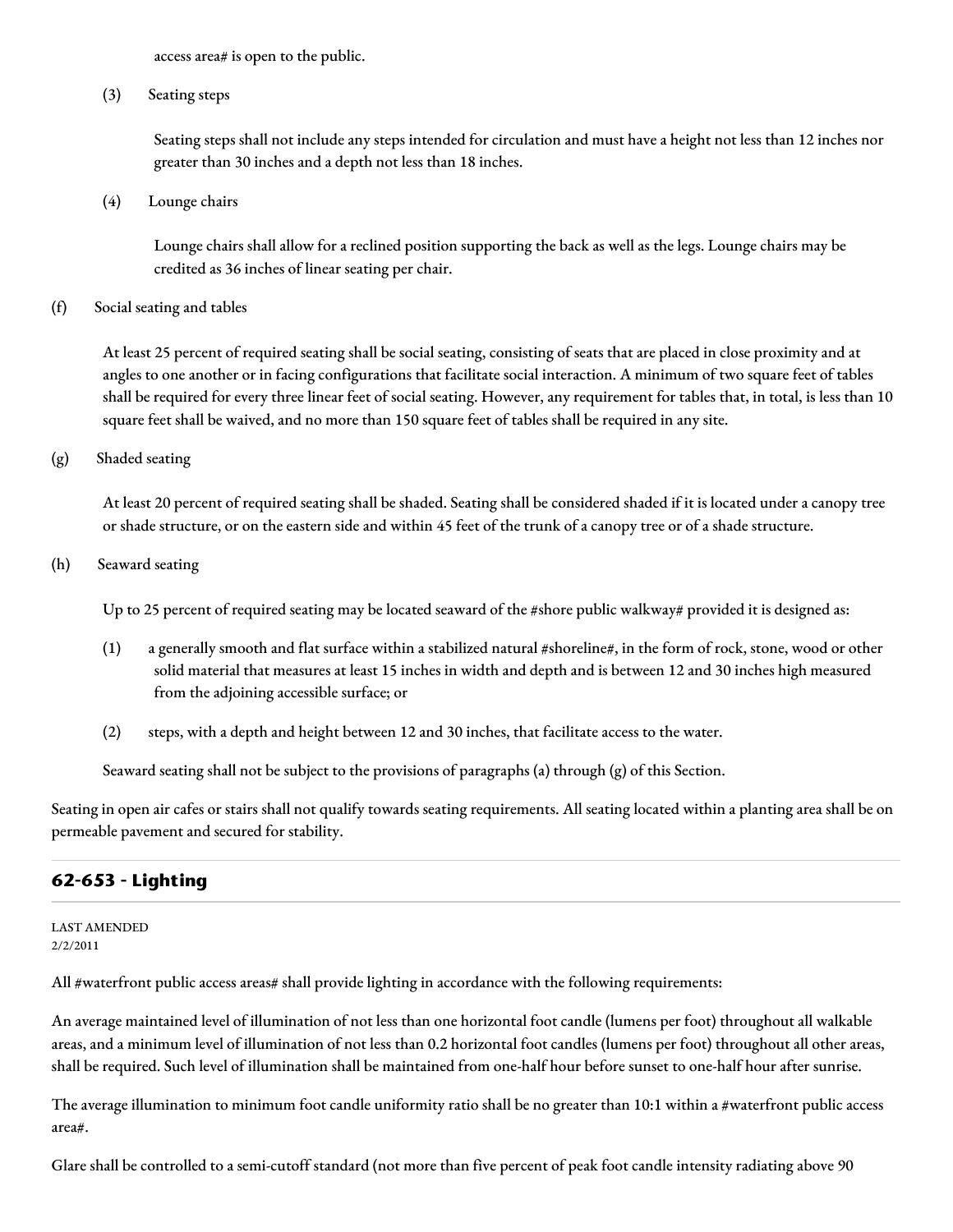access area# is open to the public.

(3) Seating steps

Seating steps shall not include any steps intended for circulation and must have a height not less than 12 inches nor greater than 30 inches and a depth not less than 18 inches.

(4) Lounge chairs

Lounge chairs shall allow for a reclined position supporting the back as well as the legs. Lounge chairs may be credited as 36 inches of linear seating per chair.

(f) Social seating and tables

At least 25 percent of required seating shall be social seating, consisting of seats that are placed in close proximity and at angles to one another or in facing configurations that facilitate social interaction. A minimum of two square feet of tables shall be required for every three linear feet of social seating. However, any requirement for tables that, in total, is less than 10 square feet shall be waived, and no more than 150 square feet of tables shall be required in any site.

(g) Shaded seating

At least 20 percent of required seating shall be shaded. Seating shall be considered shaded if it is located under a canopy tree or shade structure, or on the eastern side and within 45 feet of the trunk of a canopy tree or of a shade structure.

(h) Seaward seating

Up to 25 percent of required seating may be located seaward of the #shore public walkway# provided it is designed as:

(1) a generally smooth and flat surface within a stabilized natural #shoreline#, in the form of rock, stone, wood or other solid material that measures at least 15 inches in width and depth and is between 12 and 30 inches high measured from the adjoining accessible surface; or

(2) steps, with a depth and height between 12 and 30 inches, that facilitate access to the water.

Seaward seating shall not be subject to the provisions of paragraphs (a) through (g) of this Section.

Seating in open air cafes or stairs shall not qualify towards seating requirements. All seating located within a planting area shall be on permeable pavement and secured for stability.

## 62-653 - Lighting

LAST AMENDED
2/2/2011

All #waterfront public access areas# shall provide lighting in accordance with the following requirements:

An average maintained level of illumination of not less than one horizontal foot candle (lumens per foot) throughout all walkable areas, and a minimum level of illumination of not less than 0.2 horizontal foot candles (lumens per foot) throughout all other areas, shall be required. Such level of illumination shall be maintained from one-half hour before sunset to one-half hour after sunrise.

The average illumination to minimum foot candle uniformity ratio shall be no greater than 10:1 within a #waterfront public access area#.

Glare shall be controlled to a semi-cutoff standard (not more than five percent of peak foot candle intensity radiating above 90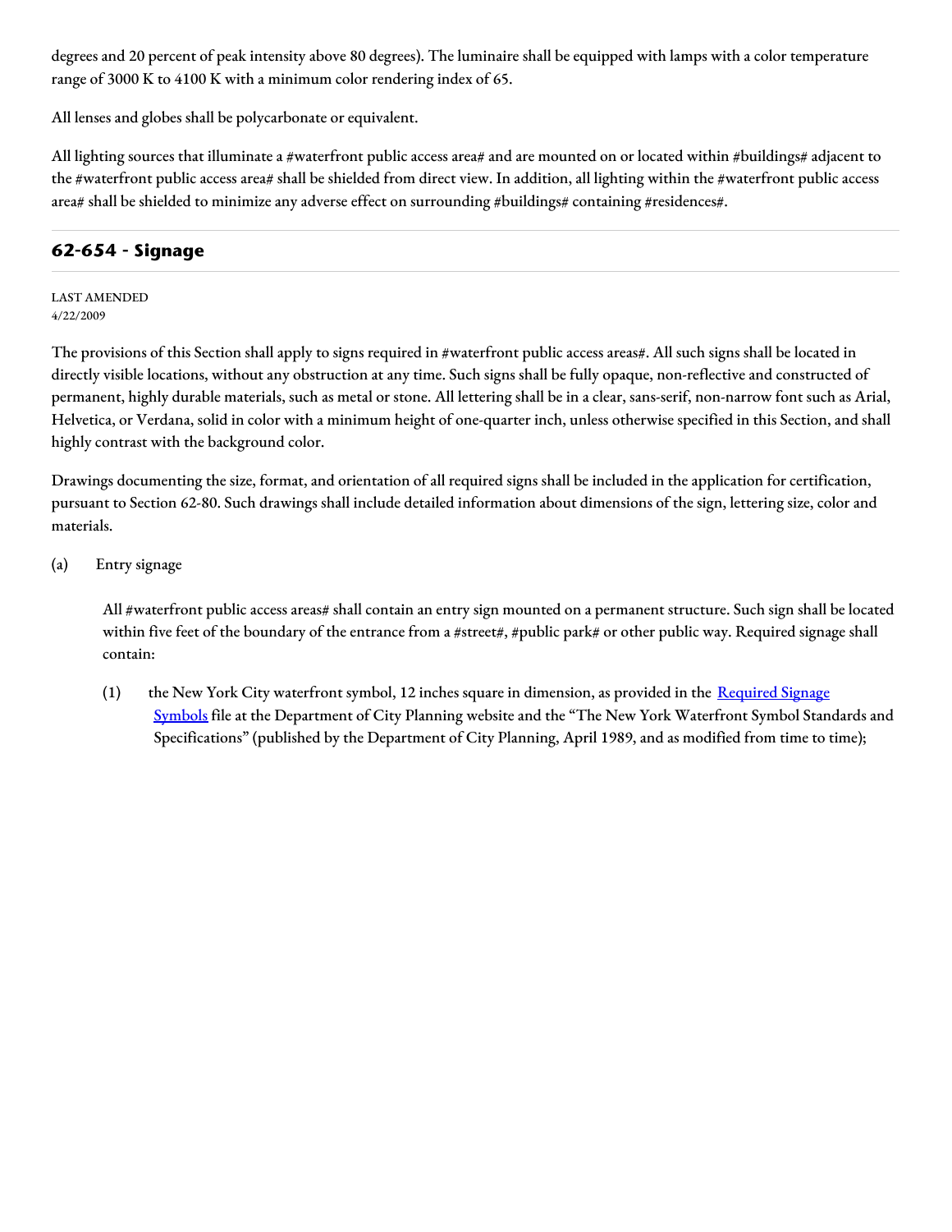degrees and 20 percent of peak intensity above 80 degrees). The luminaire shall be equipped with lamps with a color temperature range of 3000 K to 4100 K with a minimum color rendering index of 65.

All lenses and globes shall be polycarbonate or equivalent.

All lighting sources that illuminate a #waterfront public access area# and are mounted on or located within #buildings# adjacent to the #waterfront public access area# shall be shielded from direct view. In addition, all lighting within the #waterfront public access area# shall be shielded to minimize any adverse effect on surrounding #buildings# containing #residences#.

## 62-654 - Signage

LAST AMENDED
4/22/2009

The provisions of this Section shall apply to signs required in #waterfront public access areas#. All such signs shall be located in directly visible locations, without any obstruction at any time. Such signs shall be fully opaque, non-reflective and constructed of permanent, highly durable materials, such as metal or stone. All lettering shall be in a clear, sans-serif, non-narrow font such as Arial, Helvetica, or Verdana, solid in color with a minimum height of one-quarter inch, unless otherwise specified in this Section, and shall highly contrast with the background color.

Drawings documenting the size, format, and orientation of all required signs shall be included in the application for certification, pursuant to Section 62-80. Such drawings shall include detailed information about dimensions of the sign, lettering size, color and materials.

(a) Entry signage

All #waterfront public access areas# shall contain an entry sign mounted on a permanent structure. Such sign shall be located within five feet of the boundary of the entrance from a #street#, #public park# or other public way. Required signage shall contain:

(1) the New York City waterfront symbol, 12 inches square in dimension, as provided in the Required Signage Symbols file at the Department of City Planning website and the "The New York Waterfront Symbol Standards and Specifications" (published by the Department of City Planning, April 1989, and as modified from time to time);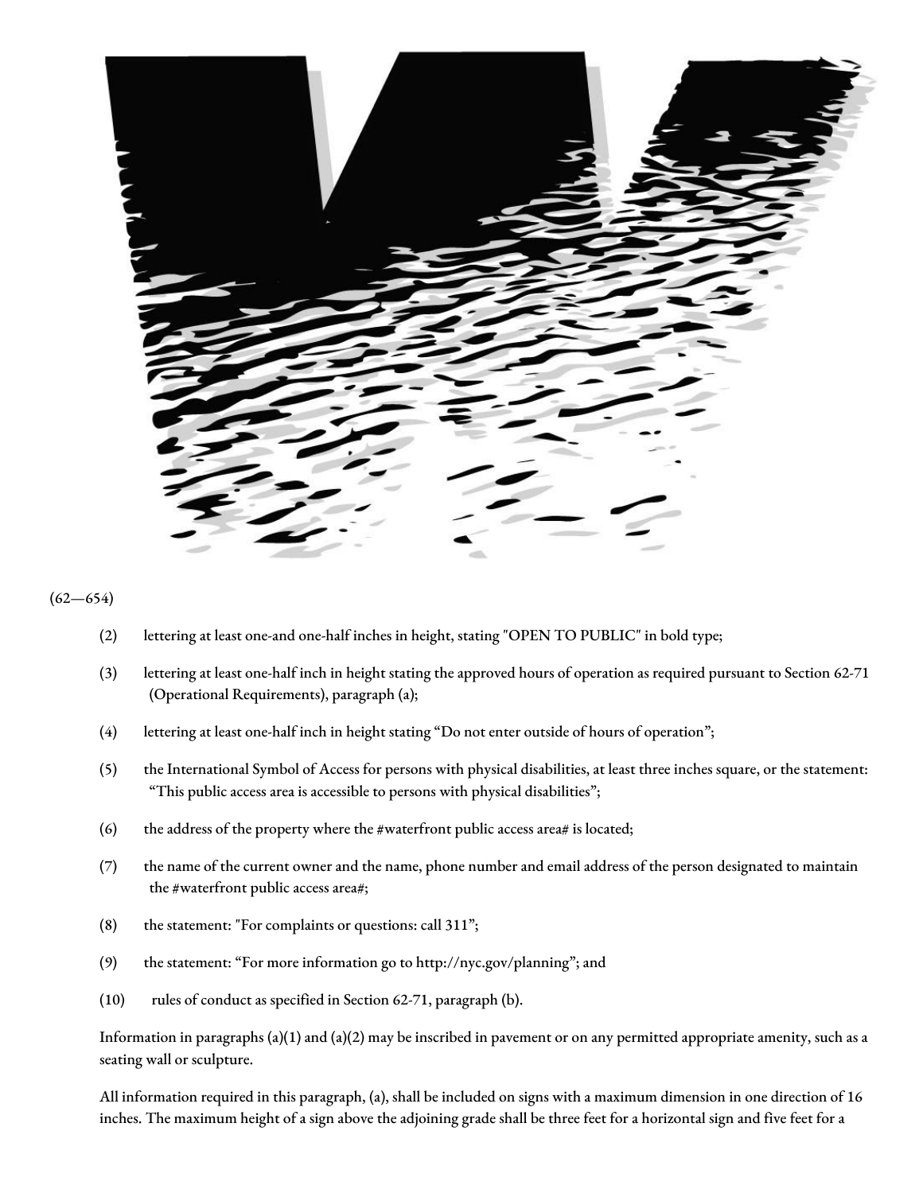(62—654)

(2) lettering at least one-and one-half inches in height, stating "OPEN TO PUBLIC" in bold type;

(3) lettering at least one-half inch in height stating the approved hours of operation as required pursuant to Section 62-71 (Operational Requirements), paragraph (a);

(4) lettering at least one-half inch in height stating “Do not enter outside of hours of operation”;

(5) the International Symbol of Access for persons with physical disabilities, at least three inches square, or the statement: “This public access area is accessible to persons with physical disabilities”;

(6) the address of the property where the #waterfront public access area# is located;

(7) the name of the current owner and the name, phone number and email address of the person designated to maintain the #waterfront public access area#;

(8) the statement: "For complaints or questions: call 311”;

(9) the statement: “For more information go to http://nyc.gov/planning”; and

(10) rules of conduct as specified in Section 62-71, paragraph (b).

Information in paragraphs (a)(1) and (a)(2) may be inscribed in pavement or on any permitted appropriate amenity, such as a seating wall or sculpture.

All information required in this paragraph, (a), shall be included on signs with a maximum dimension in one direction of 16 inches. The maximum height of a sign above the adjoining grade shall be three feet for a horizontal sign and five feet for a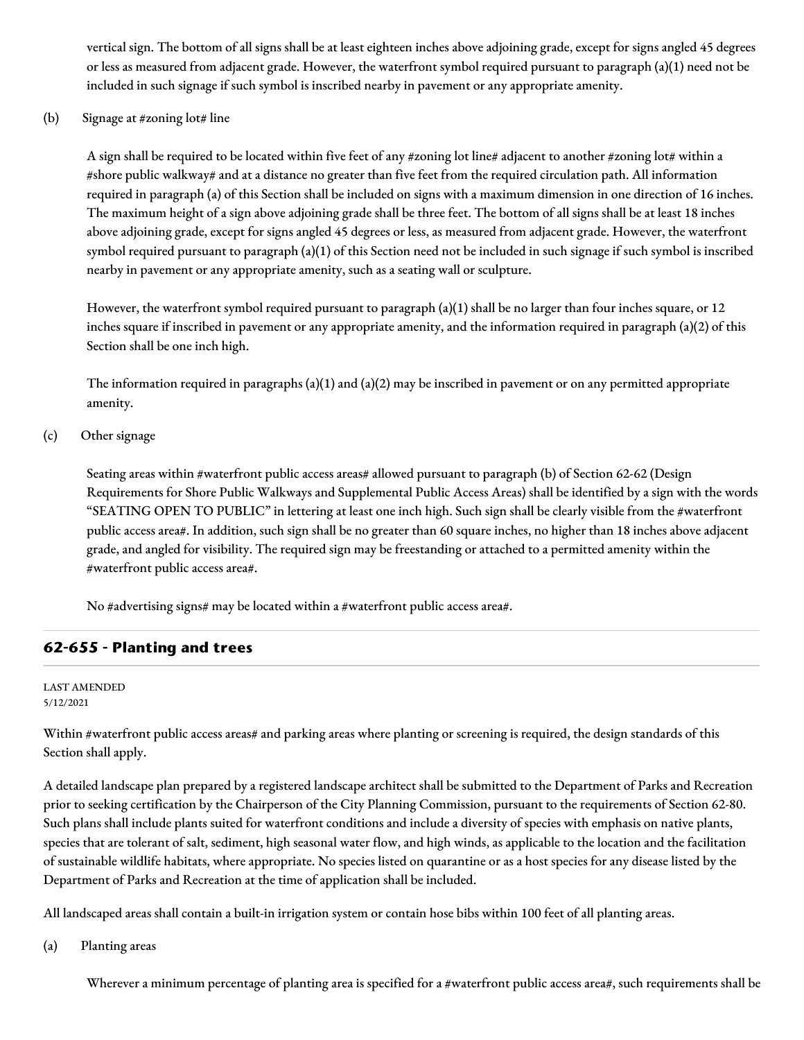vertical sign. The bottom of all signs shall be at least eighteen inches above adjoining grade, except for signs angled 45 degrees or less as measured from adjacent grade. However, the waterfront symbol required pursuant to paragraph (a)(1) need not be included in such signage if such symbol is inscribed nearby in pavement or any appropriate amenity.

(b) Signage at #zoning lot# line

A sign shall be required to be located within five feet of any #zoning lot line# adjacent to another #zoning lot# within a #shore public walkway# and at a distance no greater than five feet from the required circulation path. All information required in paragraph (a) of this Section shall be included on signs with a maximum dimension in one direction of 16 inches. The maximum height of a sign above adjoining grade shall be three feet. The bottom of all signs shall be at least 18 inches above adjoining grade, except for signs angled 45 degrees or less, as measured from adjacent grade. However, the waterfront symbol required pursuant to paragraph (a)(1) of this Section need not be included in such signage if such symbol is inscribed nearby in pavement or any appropriate amenity, such as a seating wall or sculpture.

However, the waterfront symbol required pursuant to paragraph (a)(1) shall be no larger than four inches square, or 12 inches square if inscribed in pavement or any appropriate amenity, and the information required in paragraph (a)(2) of this Section shall be one inch high.

The information required in paragraphs (a)(1) and (a)(2) may be inscribed in pavement or on any permitted appropriate amenity.

(c) Other signage

Seating areas within #waterfront public access areas# allowed pursuant to paragraph (b) of Section 62-62 (Design Requirements for Shore Public Walkways and Supplemental Public Access Areas) shall be identified by a sign with the words "SEATING OPEN TO PUBLIC" in lettering at least one inch high. Such sign shall be clearly visible from the #waterfront public access area#. In addition, such sign shall be no greater than 60 square inches, no higher than 18 inches above adjacent grade, and angled for visibility. The required sign may be freestanding or attached to a permitted amenity within the #waterfront public access area#.

No #advertising signs# may be located within a #waterfront public access area#.

## 62-655 - Planting and trees

LAST AMENDED
5/12/2021

Within #waterfront public access areas# and parking areas where planting or screening is required, the design standards of this Section shall apply.

A detailed landscape plan prepared by a registered landscape architect shall be submitted to the Department of Parks and Recreation prior to seeking certification by the Chairperson of the City Planning Commission, pursuant to the requirements of Section 62-80. Such plans shall include plants suited for waterfront conditions and include a diversity of species with emphasis on native plants, species that are tolerant of salt, sediment, high seasonal water flow, and high winds, as applicable to the location and the facilitation of sustainable wildlife habitats, where appropriate. No species listed on quarantine or as a host species for any disease listed by the Department of Parks and Recreation at the time of application shall be included.

All landscaped areas shall contain a built-in irrigation system or contain hose bibs within 100 feet of all planting areas.

(a) Planting areas

Wherever a minimum percentage of planting area is specified for a #waterfront public access area#, such requirements shall be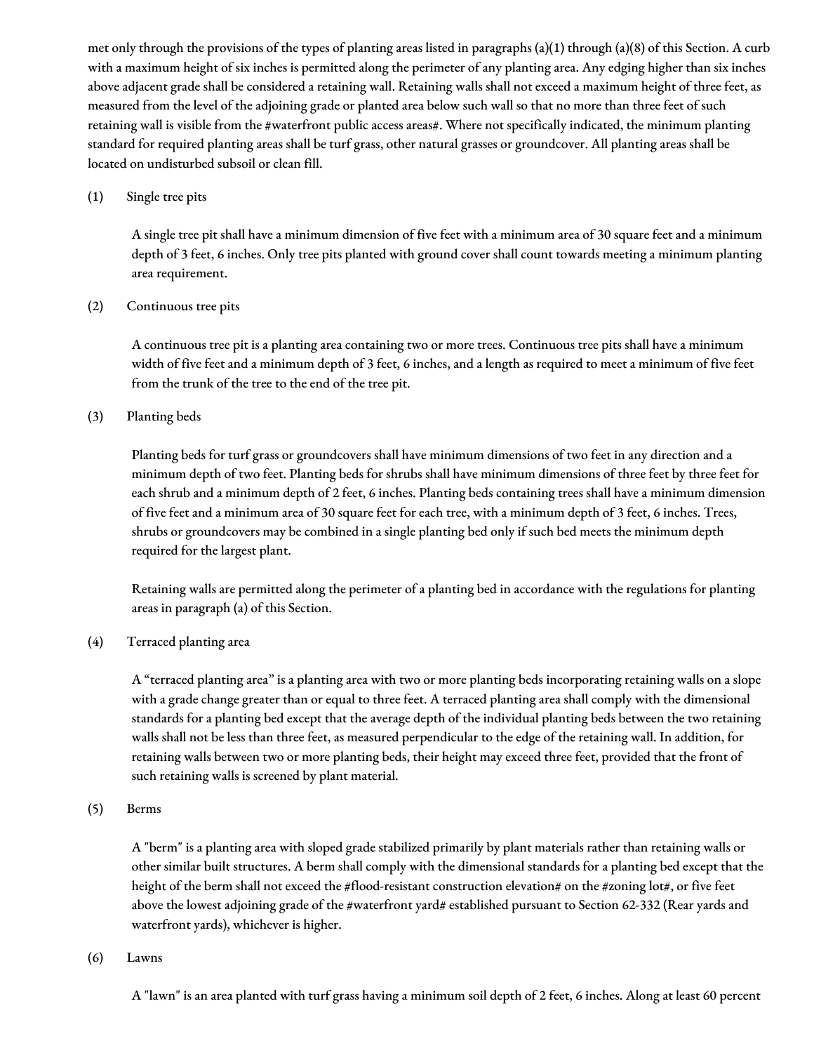met only through the provisions of the types of planting areas listed in paragraphs (a)(1) through (a)(8) of this Section. A curb with a maximum height of six inches is permitted along the perimeter of any planting area. Any edging higher than six inches above adjacent grade shall be considered a retaining wall. Retaining walls shall not exceed a maximum height of three feet, as measured from the level of the adjoining grade or planted area below such wall so that no more than three feet of such retaining wall is visible from the #waterfront public access areas#. Where not specifically indicated, the minimum planting standard for required planting areas shall be turf grass, other natural grasses or groundcover. All planting areas shall be located on undisturbed subsoil or clean fill.

(1) Single tree pits

A single tree pit shall have a minimum dimension of five feet with a minimum area of 30 square feet and a minimum depth of 3 feet, 6 inches. Only tree pits planted with ground cover shall count towards meeting a minimum planting area requirement.

(2) Continuous tree pits

A continuous tree pit is a planting area containing two or more trees. Continuous tree pits shall have a minimum width of five feet and a minimum depth of 3 feet, 6 inches, and a length as required to meet a minimum of five feet from the trunk of the tree to the end of the tree pit.

(3) Planting beds

Planting beds for turf grass or groundcovers shall have minimum dimensions of two feet in any direction and a minimum depth of two feet. Planting beds for shrubs shall have minimum dimensions of three feet by three feet for each shrub and a minimum depth of 2 feet, 6 inches. Planting beds containing trees shall have a minimum dimension of five feet and a minimum area of 30 square feet for each tree, with a minimum depth of 3 feet, 6 inches. Trees, shrubs or groundcovers may be combined in a single planting bed only if such bed meets the minimum depth required for the largest plant.

Retaining walls are permitted along the perimeter of a planting bed in accordance with the regulations for planting areas in paragraph (a) of this Section.

(4) Terraced planting area

A "terraced planting area" is a planting area with two or more planting beds incorporating retaining walls on a slope with a grade change greater than or equal to three feet. A terraced planting area shall comply with the dimensional standards for a planting bed except that the average depth of the individual planting beds between the two retaining walls shall not be less than three feet, as measured perpendicular to the edge of the retaining wall. In addition, for retaining walls between two or more planting beds, their height may exceed three feet, provided that the front of such retaining walls is screened by plant material.

(5) Berms

A "berm" is a planting area with sloped grade stabilized primarily by plant materials rather than retaining walls or other similar built structures. A berm shall comply with the dimensional standards for a planting bed except that the height of the berm shall not exceed the #flood-resistant construction elevation# on the #zoning lot#, or five feet above the lowest adjoining grade of the #waterfront yard# established pursuant to Section 62-332 (Rear yards and waterfront yards), whichever is higher.

(6) Lawns

A "lawn" is an area planted with turf grass having a minimum soil depth of 2 feet, 6 inches. Along at least 60 percent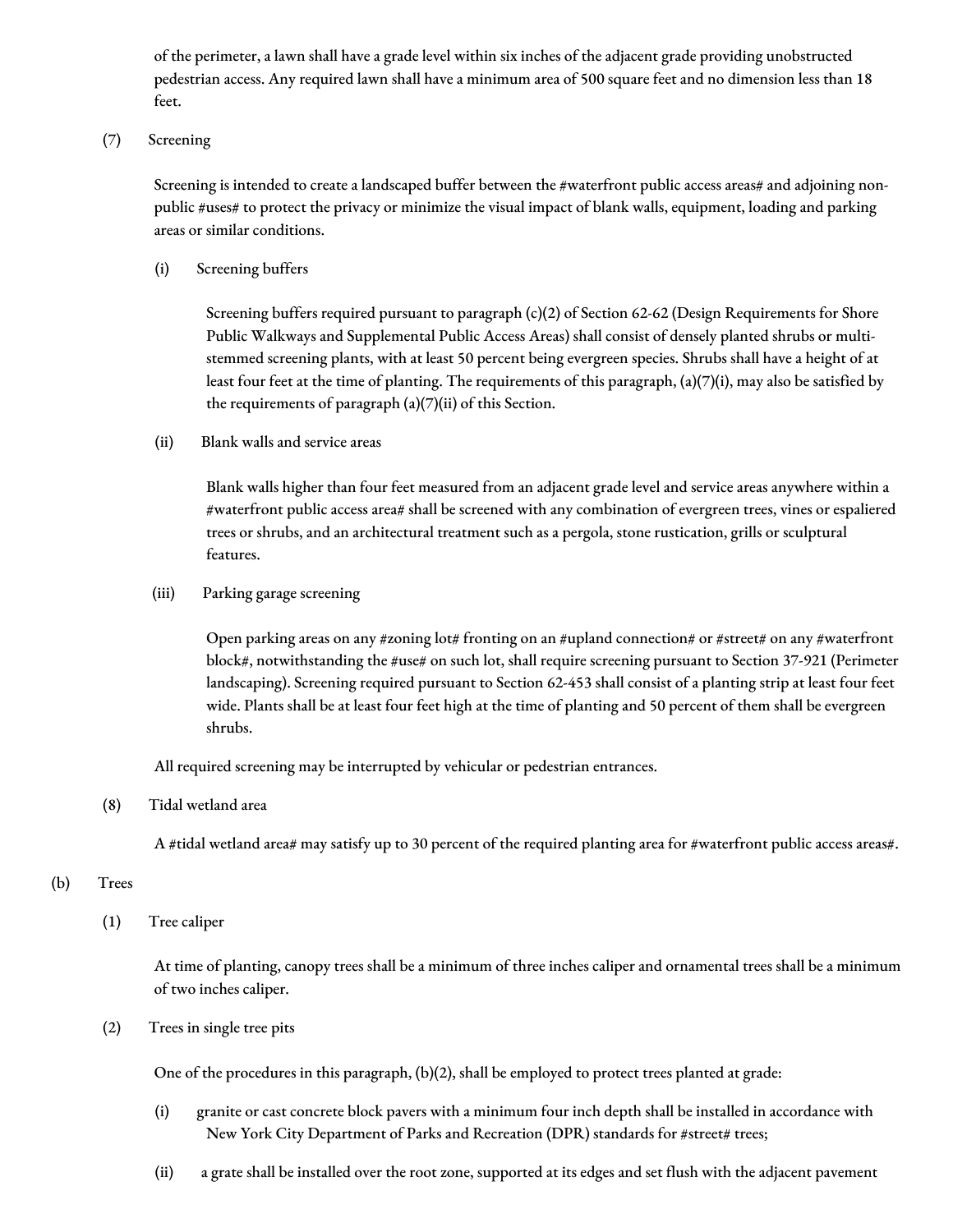of the perimeter, a lawn shall have a grade level within six inches of the adjacent grade providing unobstructed pedestrian access. Any required lawn shall have a minimum area of 500 square feet and no dimension less than 18 feet.

(7) Screening

Screening is intended to create a landscaped buffer between the #waterfront public access areas# and adjoining non-public #uses# to protect the privacy or minimize the visual impact of blank walls, equipment, loading and parking areas or similar conditions.

(i) Screening buffers

Screening buffers required pursuant to paragraph (c)(2) of Section 62-62 (Design Requirements for Shore Public Walkways and Supplemental Public Access Areas) shall consist of densely planted shrubs or multi-stemmed screening plants, with at least 50 percent being evergreen species. Shrubs shall have a height of at least four feet at the time of planting. The requirements of this paragraph, (a)(7)(i), may also be satisfied by the requirements of paragraph (a)(7)(ii) of this Section.

(ii) Blank walls and service areas

Blank walls higher than four feet measured from an adjacent grade level and service areas anywhere within a #waterfront public access area# shall be screened with any combination of evergreen trees, vines or espaliered trees or shrubs, and an architectural treatment such as a pergola, stone rustication, grills or sculptural features.

(iii) Parking garage screening

Open parking areas on any #zoning lot# fronting on an #upland connection# or #street# on any #waterfront block#, notwithstanding the #use# on such lot, shall require screening pursuant to Section 37-921 (Perimeter landscaping). Screening required pursuant to Section 62-453 shall consist of a planting strip at least four feet wide. Plants shall be at least four feet high at the time of planting and 50 percent of them shall be evergreen shrubs.

All required screening may be interrupted by vehicular or pedestrian entrances.

(8) Tidal wetland area

A #tidal wetland area# may satisfy up to 30 percent of the required planting area for #waterfront public access areas#.

(b) Trees

(1) Tree caliper

At time of planting, canopy trees shall be a minimum of three inches caliper and ornamental trees shall be a minimum of two inches caliper.

(2) Trees in single tree pits

One of the procedures in this paragraph, (b)(2), shall be employed to protect trees planted at grade:

(i) granite or cast concrete block pavers with a minimum four inch depth shall be installed in accordance with New York City Department of Parks and Recreation (DPR) standards for #street# trees;

(ii) a grate shall be installed over the root zone, supported at its edges and set flush with the adjacent pavement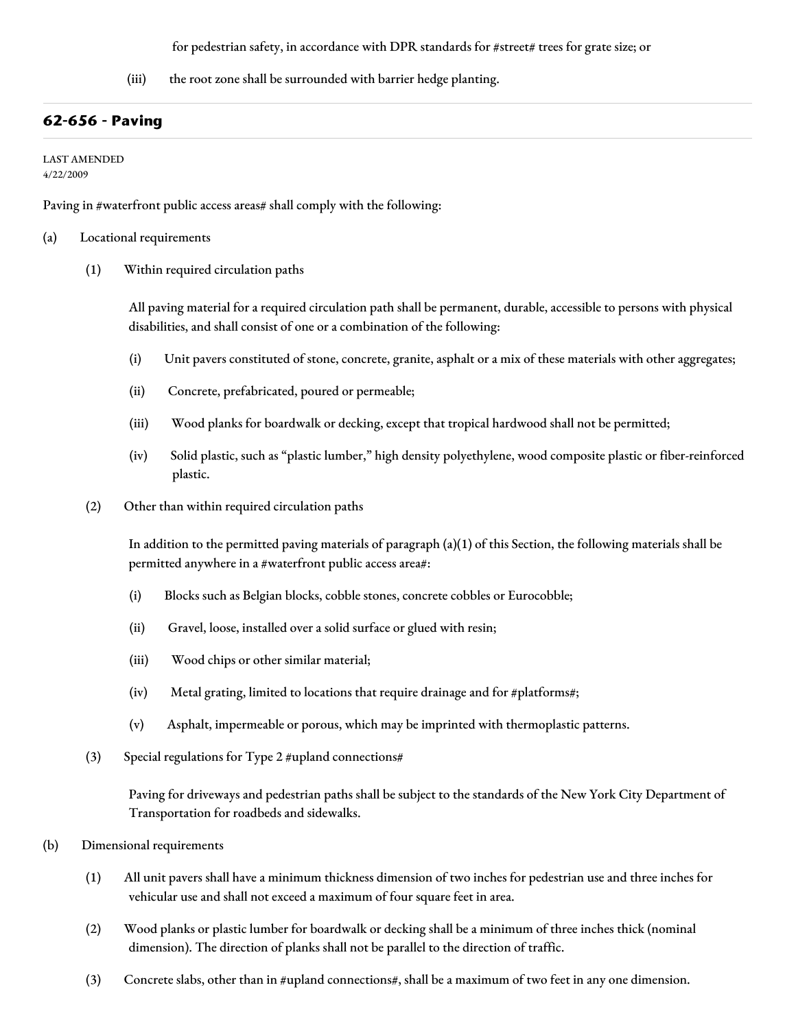for pedestrian safety, in accordance with DPR standards for #street# trees for grate size; or

(iii) the root zone shall be surrounded with barrier hedge planting.

## 62-656 - Paving

LAST AMENDED
4/22/2009

Paving in #waterfront public access areas# shall comply with the following:

(a) Locational requirements

(1) Within required circulation paths

All paving material for a required circulation path shall be permanent, durable, accessible to persons with physical disabilities, and shall consist of one or a combination of the following:

(i) Unit pavers constituted of stone, concrete, granite, asphalt or a mix of these materials with other aggregates;

(ii) Concrete, prefabricated, poured or permeable;

(iii) Wood planks for boardwalk or decking, except that tropical hardwood shall not be permitted;

(iv) Solid plastic, such as "plastic lumber," high density polyethylene, wood composite plastic or fiber-reinforced plastic.

(2) Other than within required circulation paths

In addition to the permitted paving materials of paragraph (a)(1) of this Section, the following materials shall be permitted anywhere in a #waterfront public access area#:

(i) Blocks such as Belgian blocks, cobble stones, concrete cobbles or Eurocobble;

(ii) Gravel, loose, installed over a solid surface or glued with resin;

(iii) Wood chips or other similar material;

(iv) Metal grating, limited to locations that require drainage and for #platforms#;

(v) Asphalt, impermeable or porous, which may be imprinted with thermoplastic patterns.

(3) Special regulations for Type 2 #upland connections#

Paving for driveways and pedestrian paths shall be subject to the standards of the New York City Department of Transportation for roadbeds and sidewalks.

(b) Dimensional requirements

(1) All unit pavers shall have a minimum thickness dimension of two inches for pedestrian use and three inches for vehicular use and shall not exceed a maximum of four square feet in area.

(2) Wood planks or plastic lumber for boardwalk or decking shall be a minimum of three inches thick (nominal dimension). The direction of planks shall not be parallel to the direction of traffic.

(3) Concrete slabs, other than in #upland connections#, shall be a maximum of two feet in any one dimension.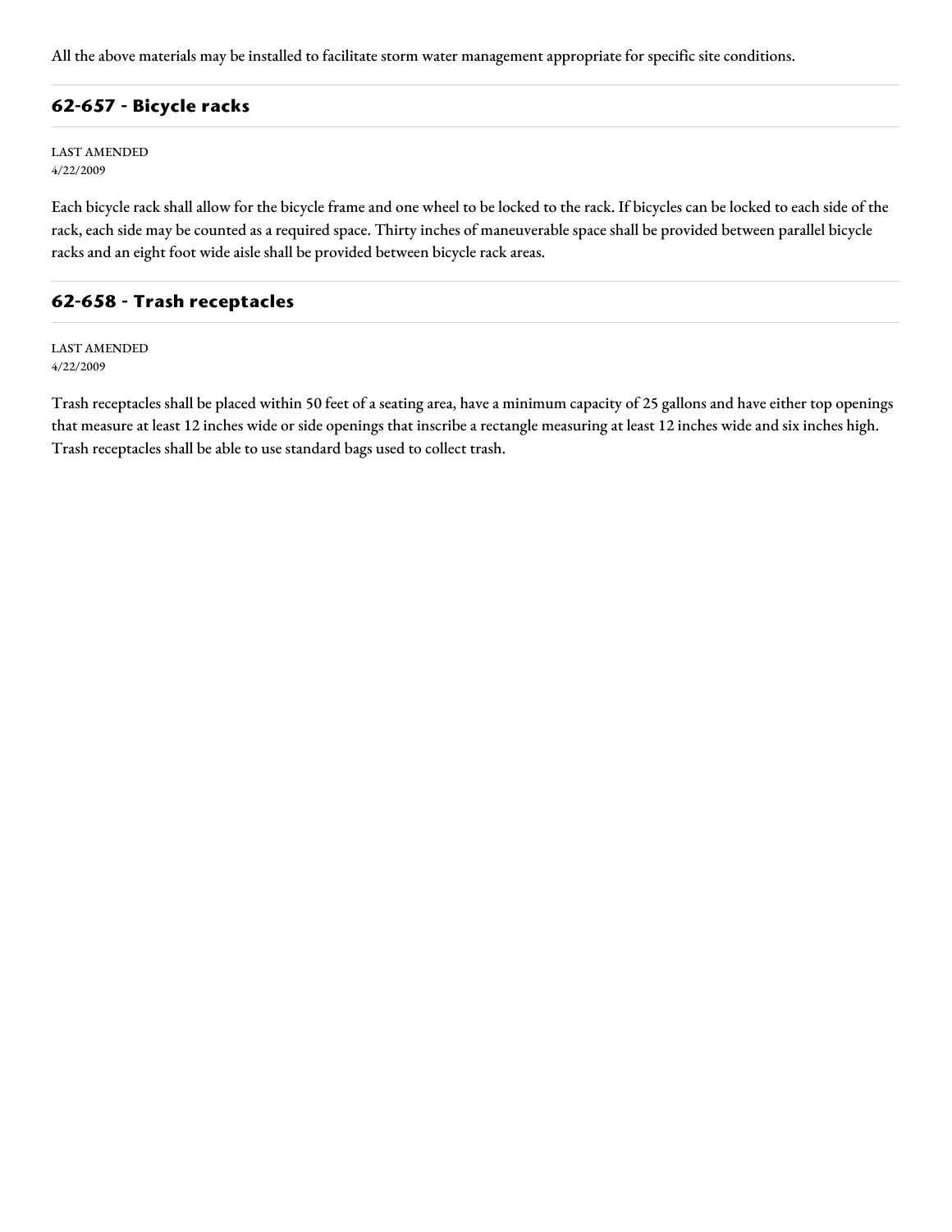All the above materials may be installed to facilitate storm water management appropriate for specific site conditions.

## 62-657 - Bicycle racks

LAST AMENDED
4/22/2009

Each bicycle rack shall allow for the bicycle frame and one wheel to be locked to the rack. If bicycles can be locked to each side of the rack, each side may be counted as a required space. Thirty inches of maneuverable space shall be provided between parallel bicycle racks and an eight foot wide aisle shall be provided between bicycle rack areas.

## 62-658 - Trash receptacles

LAST AMENDED
4/22/2009

Trash receptacles shall be placed within 50 feet of a seating area, have a minimum capacity of 25 gallons and have either top openings that measure at least 12 inches wide or side openings that inscribe a rectangle measuring at least 12 inches wide and six inches high. Trash receptacles shall be able to use standard bags used to collect trash.